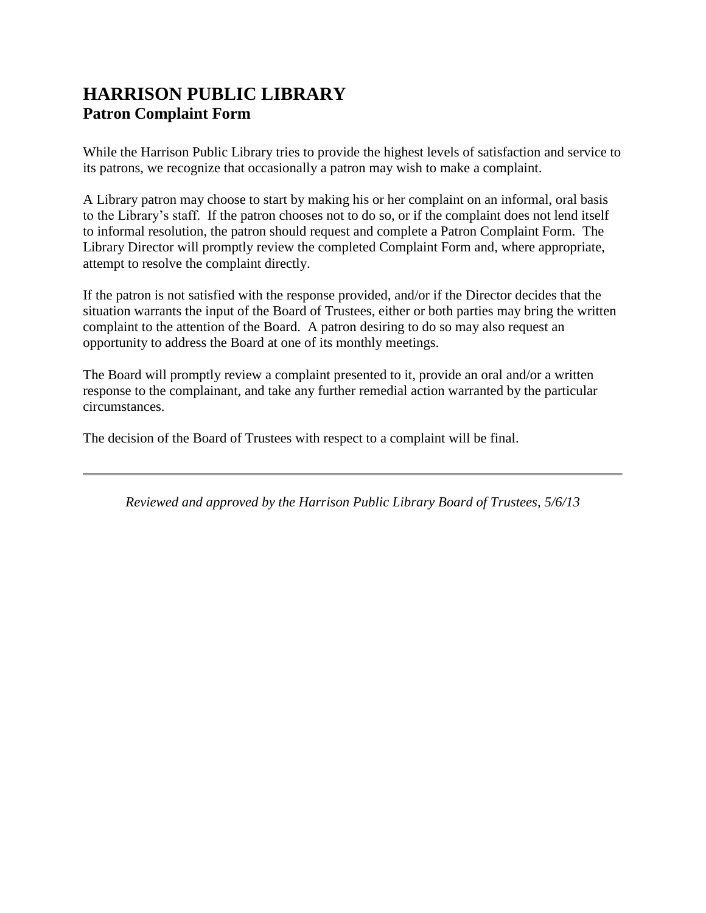# HARRISON PUBLIC LIBRARY
## Patron Complaint Form

While the Harrison Public Library tries to provide the highest levels of satisfaction and service to its patrons, we recognize that occasionally a patron may wish to make a complaint.

A Library patron may choose to start by making his or her complaint on an informal, oral basis to the Library's staff. If the patron chooses not to do so, or if the complaint does not lend itself to informal resolution, the patron should request and complete a Patron Complaint Form. The Library Director will promptly review the completed Complaint Form and, where appropriate, attempt to resolve the complaint directly.

If the patron is not satisfied with the response provided, and/or if the Director decides that the situation warrants the input of the Board of Trustees, either or both parties may bring the written complaint to the attention of the Board. A patron desiring to do so may also request an opportunity to address the Board at one of its monthly meetings.

The Board will promptly review a complaint presented to it, provide an oral and/or a written response to the complainant, and take any further remedial action warranted by the particular circumstances.

The decision of the Board of Trustees with respect to a complaint will be final.

---

*Reviewed and approved by the Harrison Public Library Board of Trustees, 5/6/13*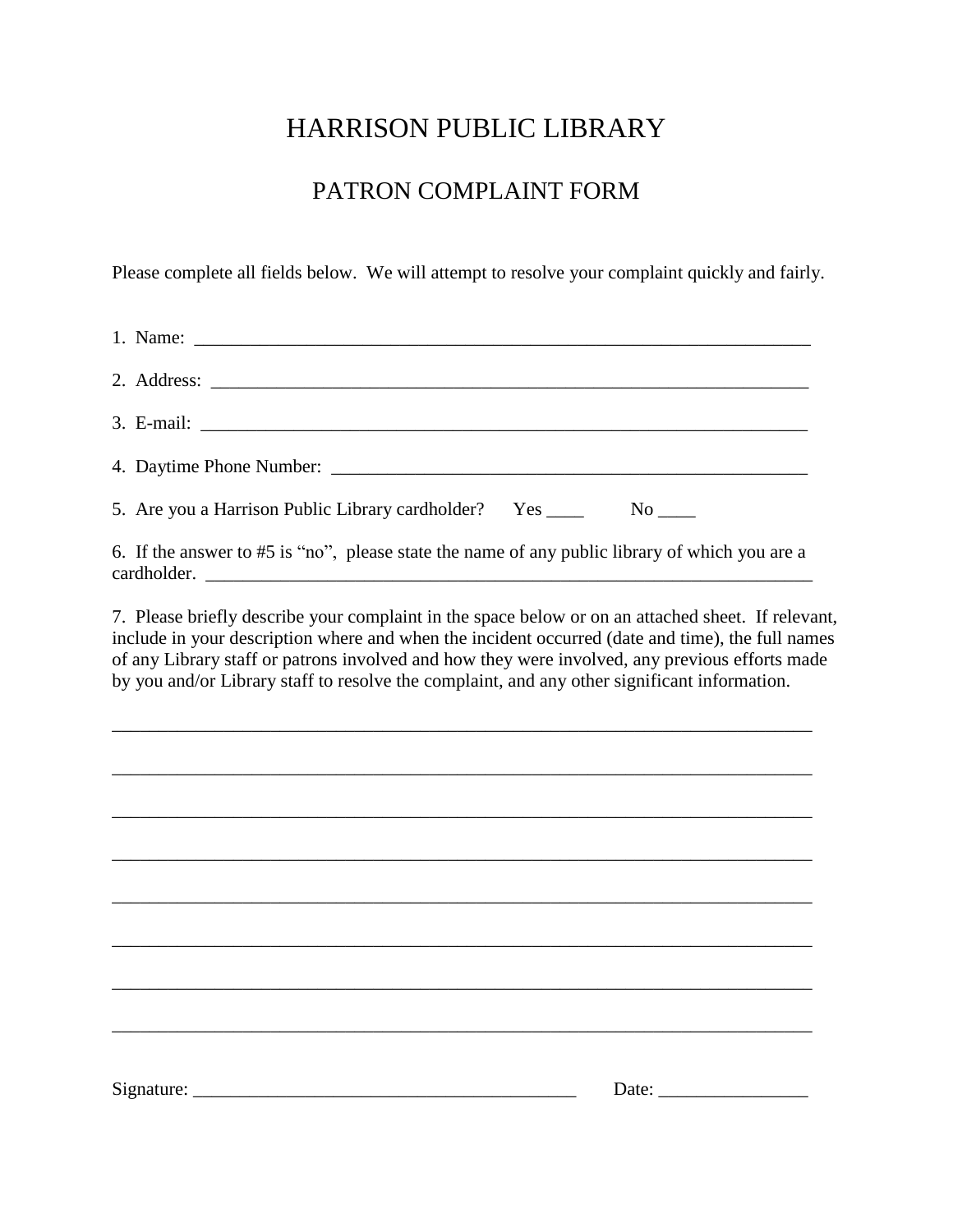# HARRISON PUBLIC LIBRARY

## PATRON COMPLAINT FORM

Please complete all fields below. We will attempt to resolve your complaint quickly and fairly.

1. Name: ______________________________________________________________________

2. Address: ____________________________________________________________________

3. E-mail: _____________________________________________________________________

4. Daytime Phone Number: _______________________________________________________

5. Are you a Harrison Public Library cardholder? Yes ____ No ____

6. If the answer to #5 is "no", please state the name of any public library of which you are a cardholder. ______________________________________________________________________

7. Please briefly describe your complaint in the space below or on an attached sheet. If relevant, include in your description where and when the incident occurred (date and time), the full names of any Library staff or patrons involved and how they were involved, any previous efforts made by you and/or Library staff to resolve the complaint, and any other significant information.

______________________________________________________________________________

______________________________________________________________________________

______________________________________________________________________________

______________________________________________________________________________

______________________________________________________________________________

______________________________________________________________________________

______________________________________________________________________________

______________________________________________________________________________

Signature: __________________________________________ Date: ________________